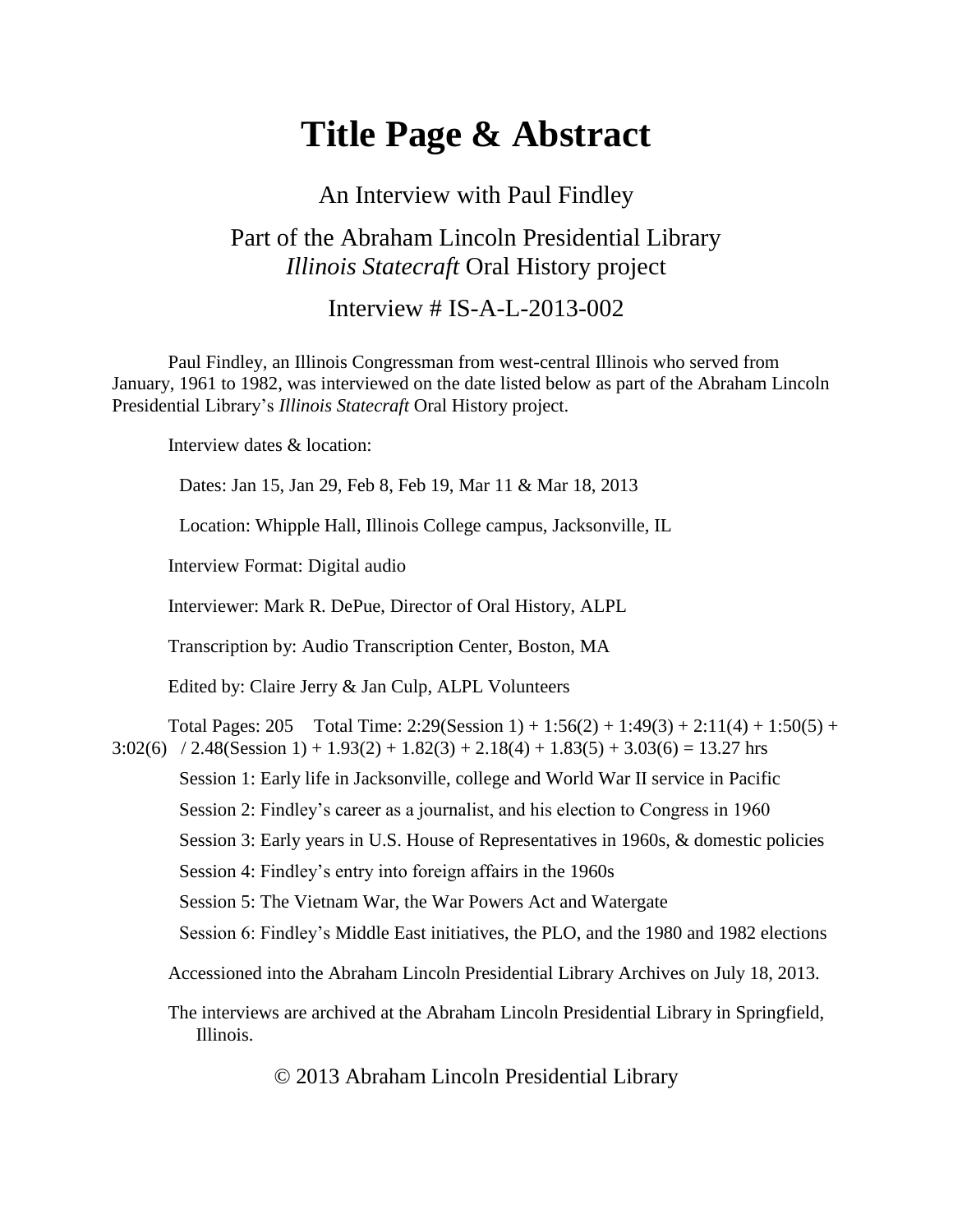# Title Page & Abstract

An Interview with Paul Findley

Part of the Abraham Lincoln Presidential Library
*Illinois Statecraft* Oral History project

Interview # IS-A-L-2013-002

Paul Findley, an Illinois Congressman from west-central Illinois who served from January, 1961 to 1982, was interviewed on the date listed below as part of the Abraham Lincoln Presidential Library's *Illinois Statecraft* Oral History project.

Interview dates & location:

Dates: Jan 15, Jan 29, Feb 8, Feb 19, Mar 11 & Mar 18, 2013

Location: Whipple Hall, Illinois College campus, Jacksonville, IL

Interview Format: Digital audio

Interviewer: Mark R. DePue, Director of Oral History, ALPL

Transcription by: Audio Transcription Center, Boston, MA

Edited by: Claire Jerry & Jan Culp, ALPL Volunteers

Total Pages: 205 Total Time: 2:29(Session 1) + 1:56(2) + 1:49(3) + 2:11(4) + 1:50(5) + 3:02(6) / 2.48(Session 1) + 1.93(2) + 1.82(3) + 2.18(4) + 1.83(5) + 3.03(6) = 13.27 hrs

Session 1: Early life in Jacksonville, college and World War II service in Pacific

Session 2: Findley's career as a journalist, and his election to Congress in 1960

Session 3: Early years in U.S. House of Representatives in 1960s, & domestic policies

Session 4: Findley's entry into foreign affairs in the 1960s

Session 5: The Vietnam War, the War Powers Act and Watergate

Session 6: Findley's Middle East initiatives, the PLO, and the 1980 and 1982 elections

Accessioned into the Abraham Lincoln Presidential Library Archives on July 18, 2013.

The interviews are archived at the Abraham Lincoln Presidential Library in Springfield, Illinois.

© 2013 Abraham Lincoln Presidential Library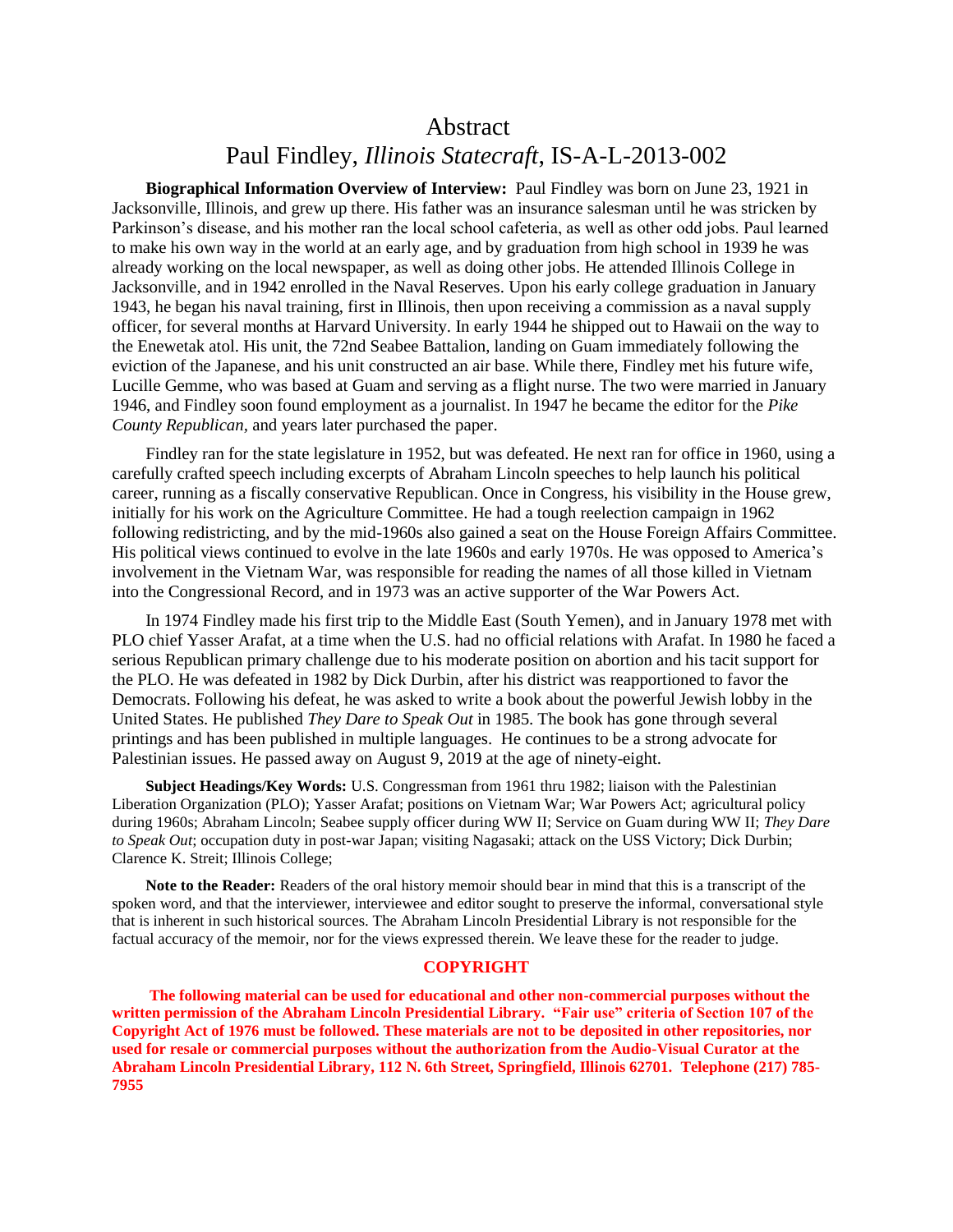# Abstract

# Paul Findley, *Illinois Statecraft*, IS-A-L-2013-002

**Biographical Information Overview of Interview:** Paul Findley was born on June 23, 1921 in Jacksonville, Illinois, and grew up there. His father was an insurance salesman until he was stricken by Parkinson's disease, and his mother ran the local school cafeteria, as well as other odd jobs. Paul learned to make his own way in the world at an early age, and by graduation from high school in 1939 he was already working on the local newspaper, as well as doing other jobs. He attended Illinois College in Jacksonville, and in 1942 enrolled in the Naval Reserves. Upon his early college graduation in January 1943, he began his naval training, first in Illinois, then upon receiving a commission as a naval supply officer, for several months at Harvard University. In early 1944 he shipped out to Hawaii on the way to the Enewetak atol. His unit, the 72nd Seabee Battalion, landing on Guam immediately following the eviction of the Japanese, and his unit constructed an air base. While there, Findley met his future wife, Lucille Gemme, who was based at Guam and serving as a flight nurse. The two were married in January 1946, and Findley soon found employment as a journalist. In 1947 he became the editor for the *Pike County Republican*, and years later purchased the paper.

Findley ran for the state legislature in 1952, but was defeated. He next ran for office in 1960, using a carefully crafted speech including excerpts of Abraham Lincoln speeches to help launch his political career, running as a fiscally conservative Republican. Once in Congress, his visibility in the House grew, initially for his work on the Agriculture Committee. He had a tough reelection campaign in 1962 following redistricting, and by the mid-1960s also gained a seat on the House Foreign Affairs Committee. His political views continued to evolve in the late 1960s and early 1970s. He was opposed to America's involvement in the Vietnam War, was responsible for reading the names of all those killed in Vietnam into the Congressional Record, and in 1973 was an active supporter of the War Powers Act.

In 1974 Findley made his first trip to the Middle East (South Yemen), and in January 1978 met with PLO chief Yasser Arafat, at a time when the U.S. had no official relations with Arafat. In 1980 he faced a serious Republican primary challenge due to his moderate position on abortion and his tacit support for the PLO. He was defeated in 1982 by Dick Durbin, after his district was reapportioned to favor the Democrats. Following his defeat, he was asked to write a book about the powerful Jewish lobby in the United States. He published *They Dare to Speak Out* in 1985. The book has gone through several printings and has been published in multiple languages. He continues to be a strong advocate for Palestinian issues. He passed away on August 9, 2019 at the age of ninety-eight.

**Subject Headings/Key Words:** U.S. Congressman from 1961 thru 1982; liaison with the Palestinian Liberation Organization (PLO); Yasser Arafat; positions on Vietnam War; War Powers Act; agricultural policy during 1960s; Abraham Lincoln; Seabee supply officer during WW II; Service on Guam during WW II; *They Dare to Speak Out*; occupation duty in post-war Japan; visiting Nagasaki; attack on the USS Victory; Dick Durbin; Clarence K. Streit; Illinois College;

**Note to the Reader:** Readers of the oral history memoir should bear in mind that this is a transcript of the spoken word, and that the interviewer, interviewee and editor sought to preserve the informal, conversational style that is inherent in such historical sources. The Abraham Lincoln Presidential Library is not responsible for the factual accuracy of the memoir, nor for the views expressed therein. We leave these for the reader to judge.

## COPYRIGHT

**The following material can be used for educational and other non-commercial purposes without the written permission of the Abraham Lincoln Presidential Library. "Fair use" criteria of Section 107 of the Copyright Act of 1976 must be followed. These materials are not to be deposited in other repositories, nor used for resale or commercial purposes without the authorization from the Audio-Visual Curator at the Abraham Lincoln Presidential Library, 112 N. 6th Street, Springfield, Illinois 62701. Telephone (217) 785-7955**